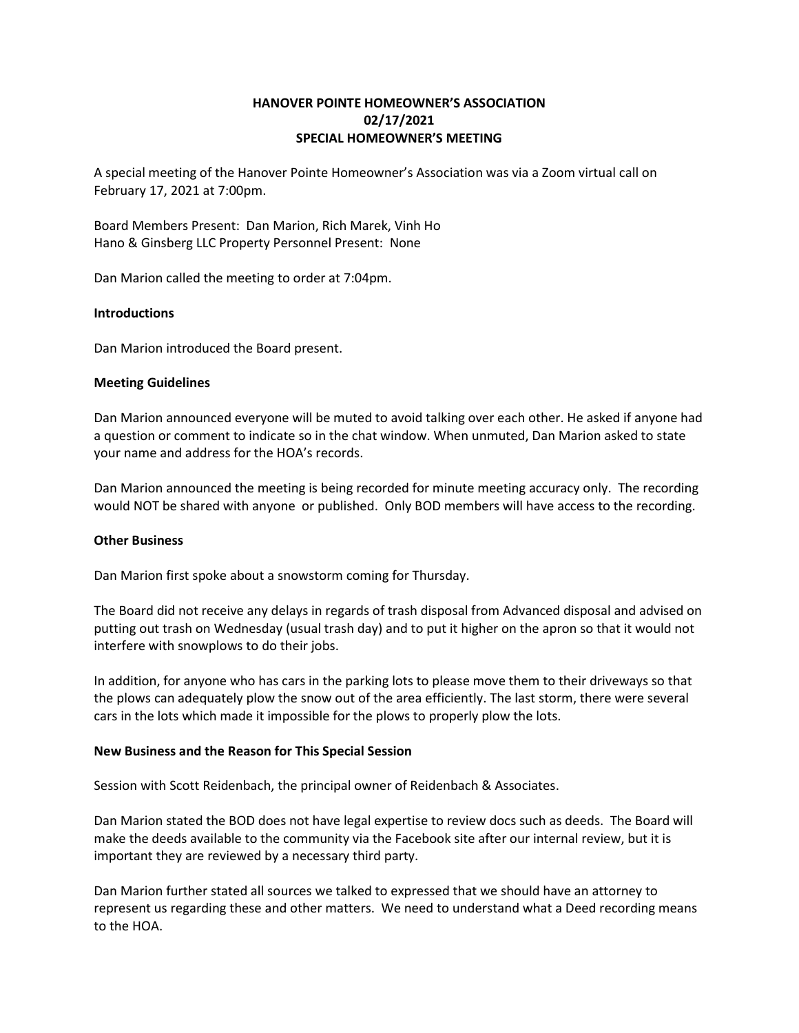# HANOVER POINTE HOMEOWNER'S ASSOCIATION
# 02/17/2021
# SPECIAL HOMEOWNER'S MEETING

A special meeting of the Hanover Pointe Homeowner's Association was via a Zoom virtual call on February 17, 2021 at 7:00pm.

Board Members Present: Dan Marion, Rich Marek, Vinh Ho
Hano & Ginsberg LLC Property Personnel Present: None

Dan Marion called the meeting to order at 7:04pm.

**Introductions**

Dan Marion introduced the Board present.

**Meeting Guidelines**

Dan Marion announced everyone will be muted to avoid talking over each other. He asked if anyone had a question or comment to indicate so in the chat window. When unmuted, Dan Marion asked to state your name and address for the HOA's records.

Dan Marion announced the meeting is being recorded for minute meeting accuracy only. The recording would NOT be shared with anyone or published. Only BOD members will have access to the recording.

**Other Business**

Dan Marion first spoke about a snowstorm coming for Thursday.

The Board did not receive any delays in regards of trash disposal from Advanced disposal and advised on putting out trash on Wednesday (usual trash day) and to put it higher on the apron so that it would not interfere with snowplows to do their jobs.

In addition, for anyone who has cars in the parking lots to please move them to their driveways so that the plows can adequately plow the snow out of the area efficiently. The last storm, there were several cars in the lots which made it impossible for the plows to properly plow the lots.

**New Business and the Reason for This Special Session**

Session with Scott Reidenbach, the principal owner of Reidenbach & Associates.

Dan Marion stated the BOD does not have legal expertise to review docs such as deeds. The Board will make the deeds available to the community via the Facebook site after our internal review, but it is important they are reviewed by a necessary third party.

Dan Marion further stated all sources we talked to expressed that we should have an attorney to represent us regarding these and other matters. We need to understand what a Deed recording means to the HOA.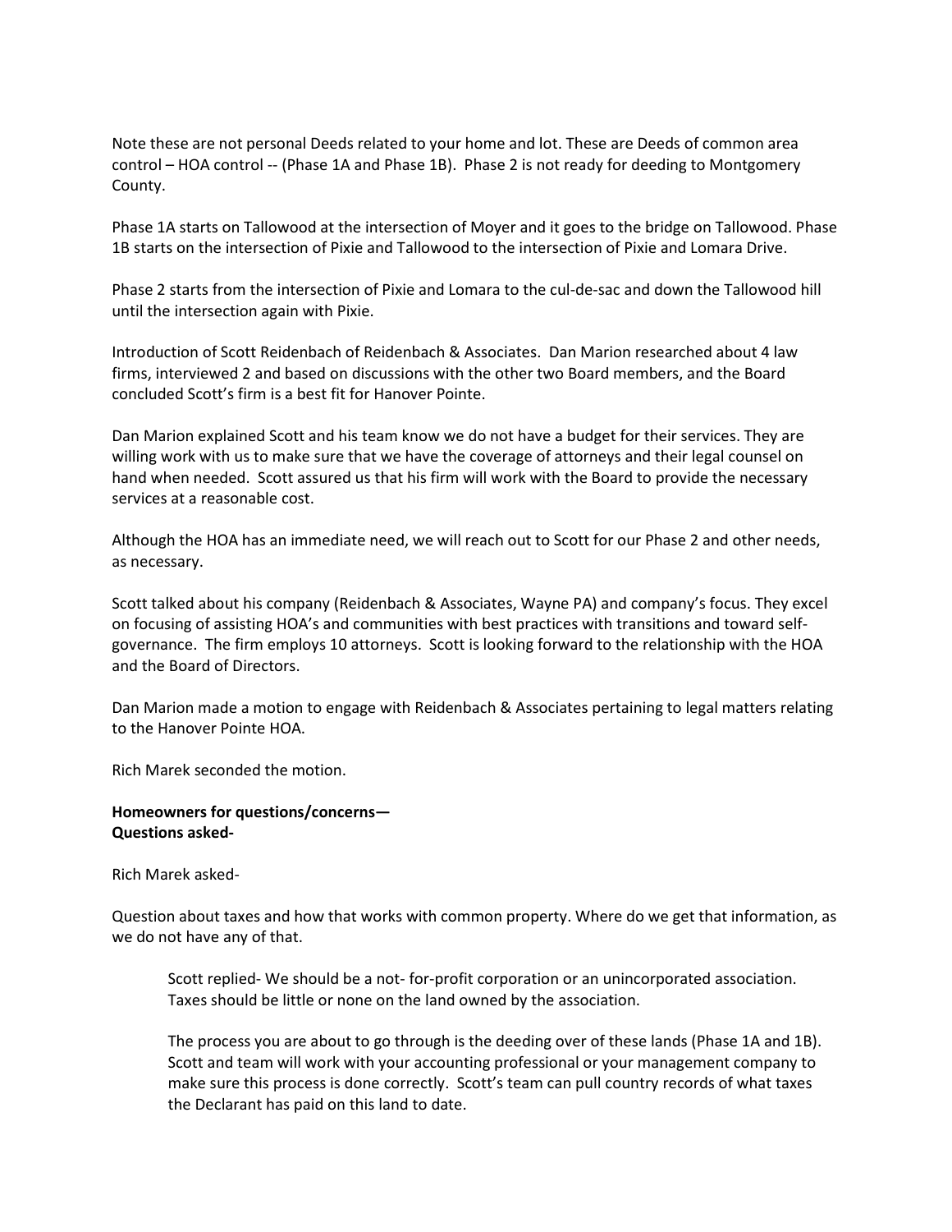Note these are not personal Deeds related to your home and lot. These are Deeds of common area control – HOA control -- (Phase 1A and Phase 1B). Phase 2 is not ready for deeding to Montgomery County.

Phase 1A starts on Tallowood at the intersection of Moyer and it goes to the bridge on Tallowood. Phase 1B starts on the intersection of Pixie and Tallowood to the intersection of Pixie and Lomara Drive.

Phase 2 starts from the intersection of Pixie and Lomara to the cul-de-sac and down the Tallowood hill until the intersection again with Pixie.

Introduction of Scott Reidenbach of Reidenbach & Associates. Dan Marion researched about 4 law firms, interviewed 2 and based on discussions with the other two Board members, and the Board concluded Scott's firm is a best fit for Hanover Pointe.

Dan Marion explained Scott and his team know we do not have a budget for their services. They are willing work with us to make sure that we have the coverage of attorneys and their legal counsel on hand when needed. Scott assured us that his firm will work with the Board to provide the necessary services at a reasonable cost.

Although the HOA has an immediate need, we will reach out to Scott for our Phase 2 and other needs, as necessary.

Scott talked about his company (Reidenbach & Associates, Wayne PA) and company's focus. They excel on focusing of assisting HOA's and communities with best practices with transitions and toward self-governance. The firm employs 10 attorneys. Scott is looking forward to the relationship with the HOA and the Board of Directors.

Dan Marion made a motion to engage with Reidenbach & Associates pertaining to legal matters relating to the Hanover Pointe HOA.

Rich Marek seconded the motion.

**Homeowners for questions/concerns—**
**Questions asked-**

Rich Marek asked-

Question about taxes and how that works with common property. Where do we get that information, as we do not have any of that.

> Scott replied- We should be a not- for-profit corporation or an unincorporated association. Taxes should be little or none on the land owned by the association.
>
> The process you are about to go through is the deeding over of these lands (Phase 1A and 1B). Scott and team will work with your accounting professional or your management company to make sure this process is done correctly. Scott's team can pull country records of what taxes the Declarant has paid on this land to date.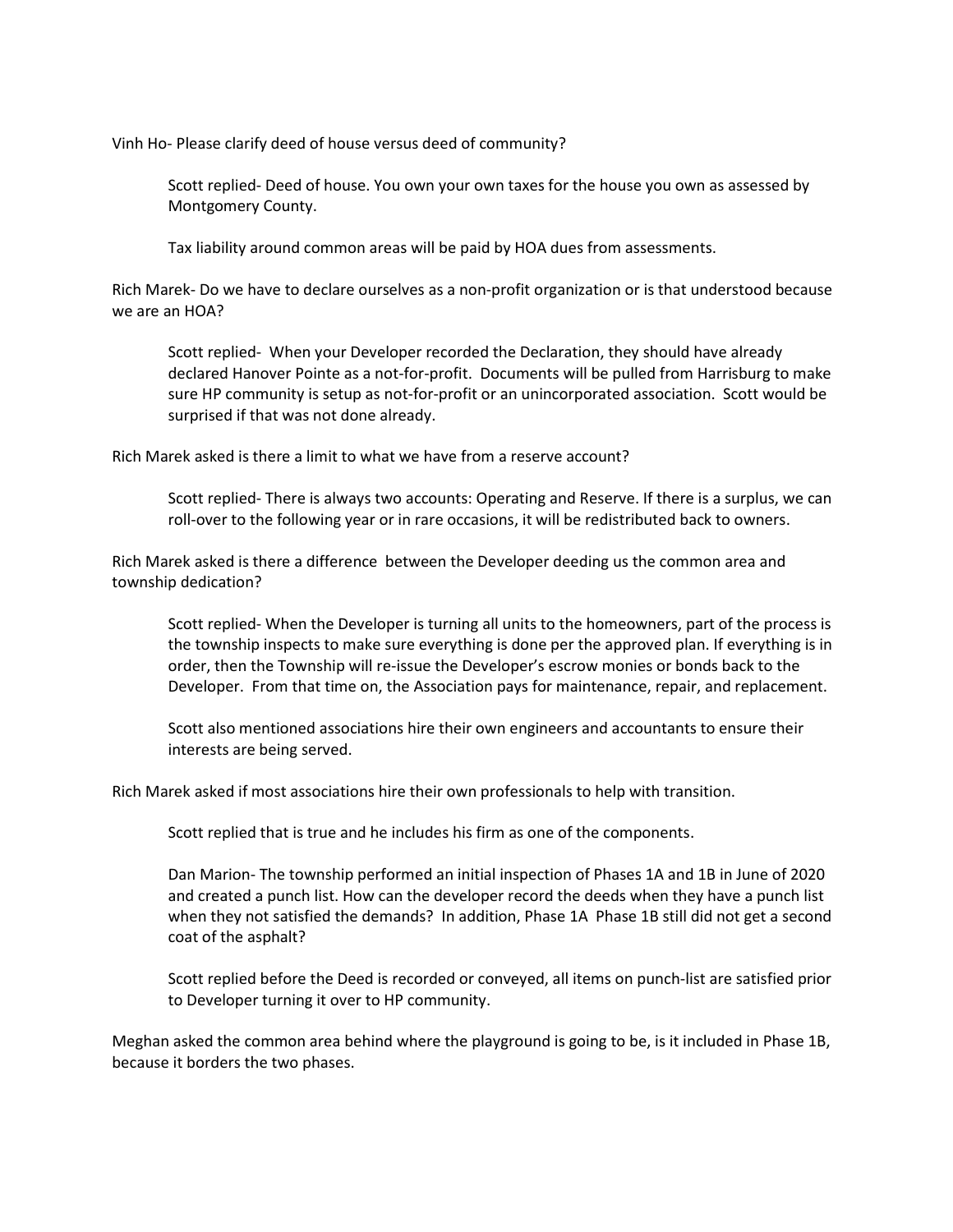Vinh Ho- Please clarify deed of house versus deed of community?

> Scott replied- Deed of house. You own your own taxes for the house you own as assessed by Montgomery County.
>
> Tax liability around common areas will be paid by HOA dues from assessments.

Rich Marek- Do we have to declare ourselves as a non-profit organization or is that understood because we are an HOA?

> Scott replied- When your Developer recorded the Declaration, they should have already declared Hanover Pointe as a not-for-profit. Documents will be pulled from Harrisburg to make sure HP community is setup as not-for-profit or an unincorporated association. Scott would be surprised if that was not done already.

Rich Marek asked is there a limit to what we have from a reserve account?

> Scott replied- There is always two accounts: Operating and Reserve. If there is a surplus, we can roll-over to the following year or in rare occasions, it will be redistributed back to owners.

Rich Marek asked is there a difference between the Developer deeding us the common area and township dedication?

> Scott replied- When the Developer is turning all units to the homeowners, part of the process is the township inspects to make sure everything is done per the approved plan. If everything is in order, then the Township will re-issue the Developer's escrow monies or bonds back to the Developer. From that time on, the Association pays for maintenance, repair, and replacement.
>
> Scott also mentioned associations hire their own engineers and accountants to ensure their interests are being served.

Rich Marek asked if most associations hire their own professionals to help with transition.

> Scott replied that is true and he includes his firm as one of the components.
>
> Dan Marion- The township performed an initial inspection of Phases 1A and 1B in June of 2020 and created a punch list. How can the developer record the deeds when they have a punch list when they not satisfied the demands? In addition, Phase 1A Phase 1B still did not get a second coat of the asphalt?
>
> Scott replied before the Deed is recorded or conveyed, all items on punch-list are satisfied prior to Developer turning it over to HP community.

Meghan asked the common area behind where the playground is going to be, is it included in Phase 1B, because it borders the two phases.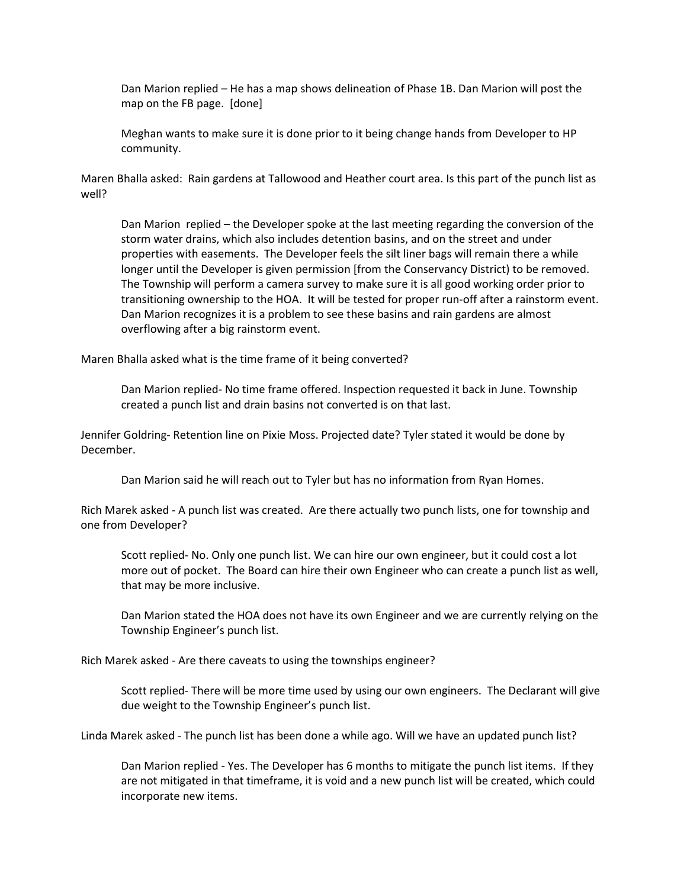Dan Marion replied – He has a map shows delineation of Phase 1B. Dan Marion will post the map on the FB page. [done]

Meghan wants to make sure it is done prior to it being change hands from Developer to HP community.

Maren Bhalla asked: Rain gardens at Tallowood and Heather court area. Is this part of the punch list as well?

Dan Marion replied – the Developer spoke at the last meeting regarding the conversion of the storm water drains, which also includes detention basins, and on the street and under properties with easements. The Developer feels the silt liner bags will remain there a while longer until the Developer is given permission [from the Conservancy District) to be removed. The Township will perform a camera survey to make sure it is all good working order prior to transitioning ownership to the HOA. It will be tested for proper run-off after a rainstorm event. Dan Marion recognizes it is a problem to see these basins and rain gardens are almost overflowing after a big rainstorm event.

Maren Bhalla asked what is the time frame of it being converted?

Dan Marion replied- No time frame offered. Inspection requested it back in June. Township created a punch list and drain basins not converted is on that last.

Jennifer Goldring- Retention line on Pixie Moss. Projected date? Tyler stated it would be done by December.

Dan Marion said he will reach out to Tyler but has no information from Ryan Homes.

Rich Marek asked - A punch list was created. Are there actually two punch lists, one for township and one from Developer?

Scott replied- No. Only one punch list. We can hire our own engineer, but it could cost a lot more out of pocket. The Board can hire their own Engineer who can create a punch list as well, that may be more inclusive.

Dan Marion stated the HOA does not have its own Engineer and we are currently relying on the Township Engineer's punch list.

Rich Marek asked - Are there caveats to using the townships engineer?

Scott replied- There will be more time used by using our own engineers. The Declarant will give due weight to the Township Engineer's punch list.

Linda Marek asked - The punch list has been done a while ago. Will we have an updated punch list?

Dan Marion replied - Yes. The Developer has 6 months to mitigate the punch list items. If they are not mitigated in that timeframe, it is void and a new punch list will be created, which could incorporate new items.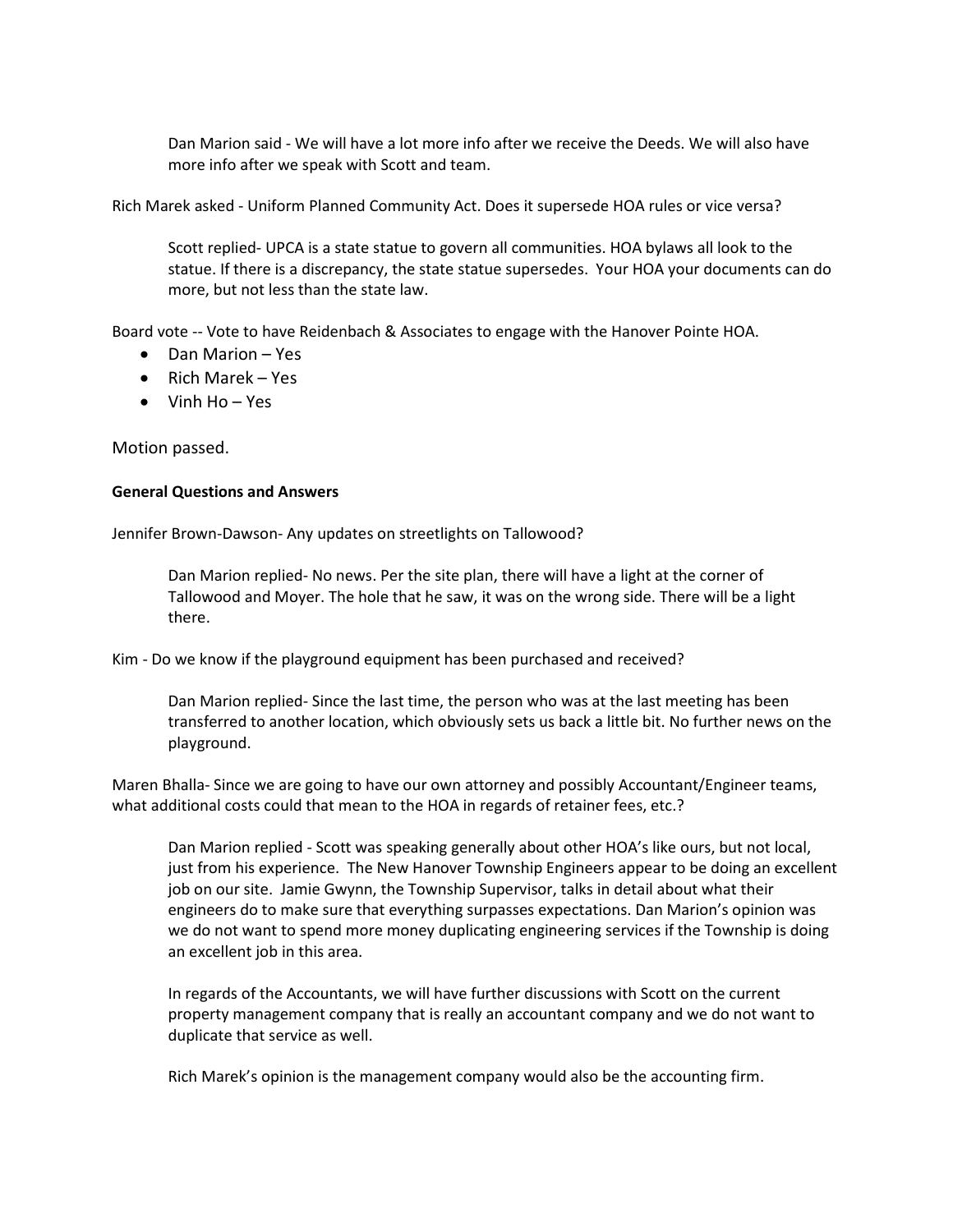Dan Marion said - We will have a lot more info after we receive the Deeds. We will also have more info after we speak with Scott and team.

Rich Marek asked - Uniform Planned Community Act. Does it supersede HOA rules or vice versa?

Scott replied- UPCA is a state statue to govern all communities. HOA bylaws all look to the statue. If there is a discrepancy, the state statue supersedes. Your HOA your documents can do more, but not less than the state law.

Board vote -- Vote to have Reidenbach & Associates to engage with the Hanover Pointe HOA.

- Dan Marion – Yes
- Rich Marek – Yes
- Vinh Ho – Yes

Motion passed.

**General Questions and Answers**

Jennifer Brown-Dawson- Any updates on streetlights on Tallowood?

Dan Marion replied- No news. Per the site plan, there will have a light at the corner of Tallowood and Moyer. The hole that he saw, it was on the wrong side. There will be a light there.

Kim - Do we know if the playground equipment has been purchased and received?

Dan Marion replied- Since the last time, the person who was at the last meeting has been transferred to another location, which obviously sets us back a little bit. No further news on the playground.

Maren Bhalla- Since we are going to have our own attorney and possibly Accountant/Engineer teams, what additional costs could that mean to the HOA in regards of retainer fees, etc.?

Dan Marion replied - Scott was speaking generally about other HOA's like ours, but not local, just from his experience. The New Hanover Township Engineers appear to be doing an excellent job on our site. Jamie Gwynn, the Township Supervisor, talks in detail about what their engineers do to make sure that everything surpasses expectations. Dan Marion's opinion was we do not want to spend more money duplicating engineering services if the Township is doing an excellent job in this area.

In regards of the Accountants, we will have further discussions with Scott on the current property management company that is really an accountant company and we do not want to duplicate that service as well.

Rich Marek's opinion is the management company would also be the accounting firm.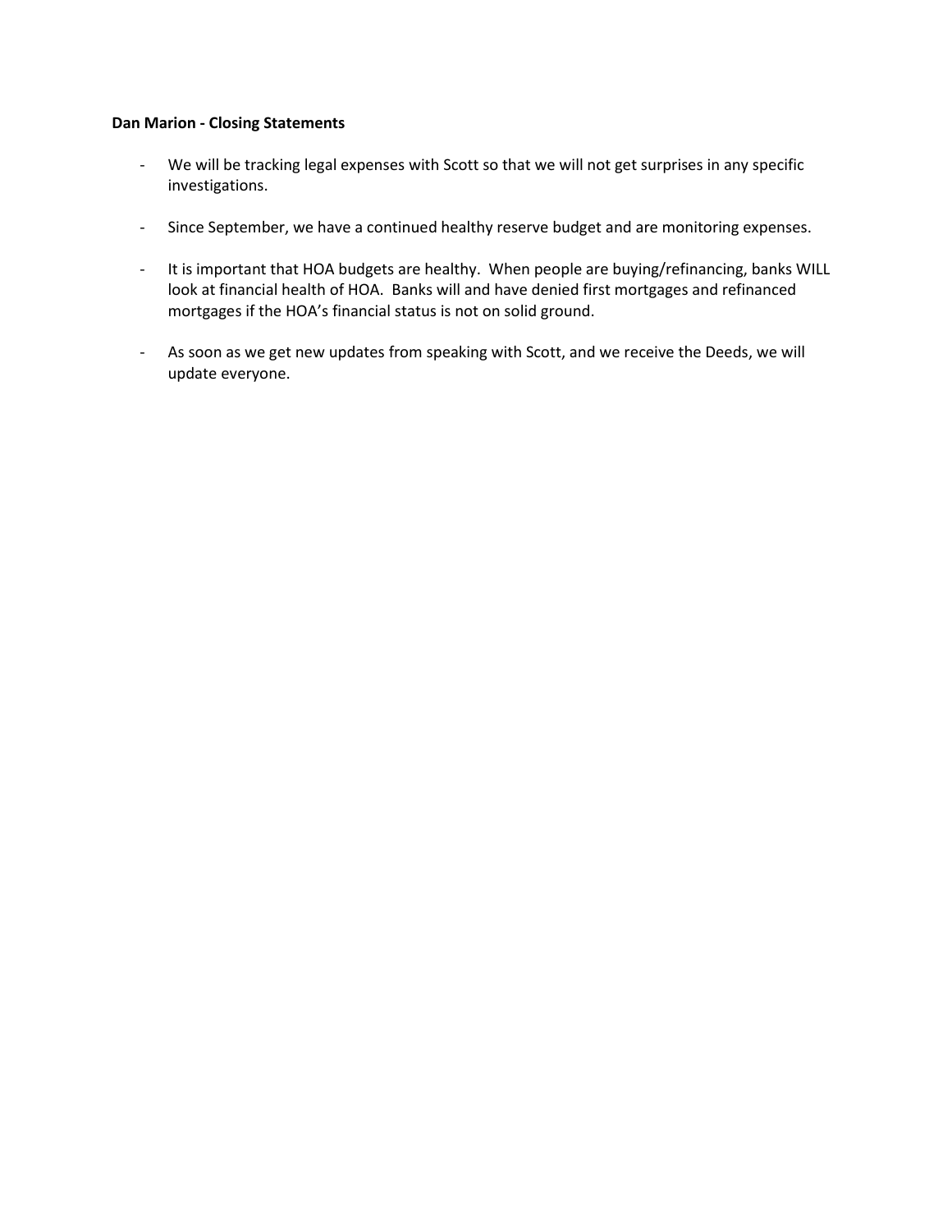**Dan Marion - Closing Statements**

- We will be tracking legal expenses with Scott so that we will not get surprises in any specific investigations.

- Since September, we have a continued healthy reserve budget and are monitoring expenses.

- It is important that HOA budgets are healthy. When people are buying/refinancing, banks WILL look at financial health of HOA. Banks will and have denied first mortgages and refinanced mortgages if the HOA's financial status is not on solid ground.

- As soon as we get new updates from speaking with Scott, and we receive the Deeds, we will update everyone.